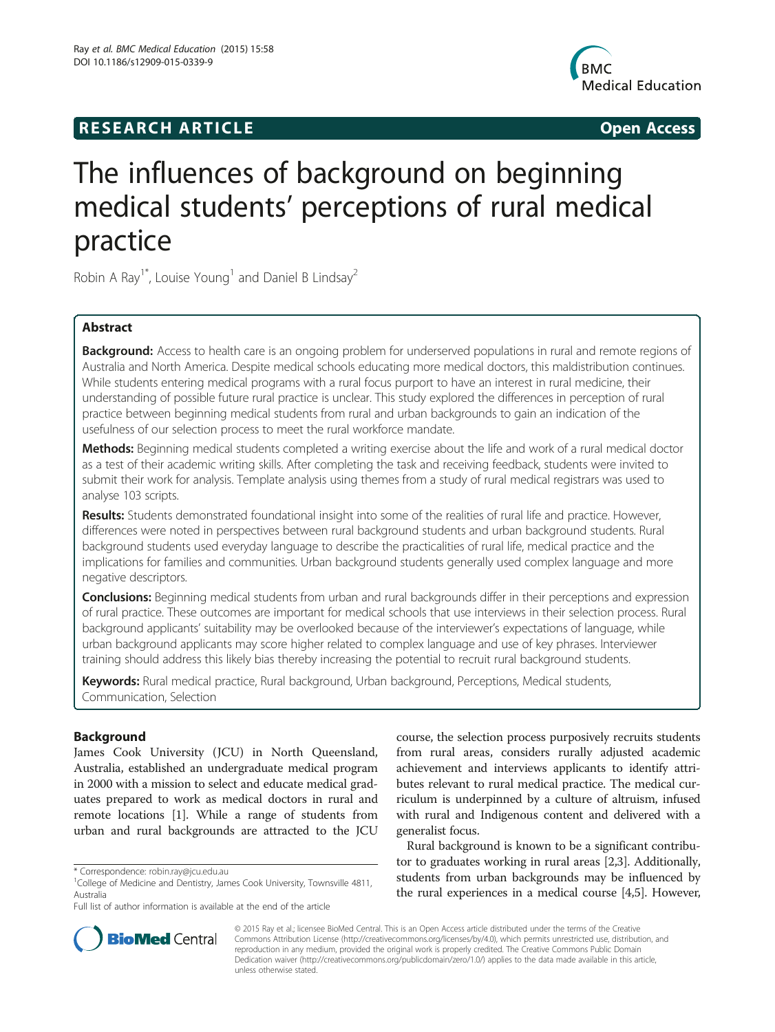RESEARCH ARTICLE

Open Access

# The influences of background on beginning medical students' perceptions of rural medical practice

Robin A Ray[1*], Louise Young[1] and Daniel B Lindsay[2]

## Abstract

**Background:** Access to health care is an ongoing problem for underserved populations in rural and remote regions of Australia and North America. Despite medical schools educating more medical doctors, this maldistribution continues. While students entering medical programs with a rural focus purport to have an interest in rural medicine, their understanding of possible future rural practice is unclear. This study explored the differences in perception of rural practice between beginning medical students from rural and urban backgrounds to gain an indication of the usefulness of our selection process to meet the rural workforce mandate.

**Methods:** Beginning medical students completed a writing exercise about the life and work of a rural medical doctor as a test of their academic writing skills. After completing the task and receiving feedback, students were invited to submit their work for analysis. Template analysis using themes from a study of rural medical registrars was used to analyse 103 scripts.

**Results:** Students demonstrated foundational insight into some of the realities of rural life and practice. However, differences were noted in perspectives between rural background students and urban background students. Rural background students used everyday language to describe the practicalities of rural life, medical practice and the implications for families and communities. Urban background students generally used complex language and more negative descriptors.

**Conclusions:** Beginning medical students from urban and rural backgrounds differ in their perceptions and expression of rural practice. These outcomes are important for medical schools that use interviews in their selection process. Rural background applicants' suitability may be overlooked because of the interviewer's expectations of language, while urban background applicants may score higher related to complex language and use of key phrases. Interviewer training should address this likely bias thereby increasing the potential to recruit rural background students.

**Keywords:** Rural medical practice, Rural background, Urban background, Perceptions, Medical students, Communication, Selection

## Background

James Cook University (JCU) in North Queensland, Australia, established an undergraduate medical program in 2000 with a mission to select and educate medical graduates prepared to work as medical doctors in rural and remote locations [1]. While a range of students from urban and rural backgrounds are attracted to the JCU course, the selection process purposively recruits students from rural areas, considers rurally adjusted academic achievement and interviews applicants to identify attributes relevant to rural medical practice. The medical curriculum is underpinned by a culture of altruism, infused with rural and Indigenous content and delivered with a generalist focus.

Rural background is known to be a significant contributor to graduates working in rural areas [2,3]. Additionally, students from urban backgrounds may be influenced by the rural experiences in a medical course [4,5]. However,

* Correspondence: robin.ray@jcu.edu.au

[1]College of Medicine and Dentistry, James Cook University, Townsville 4811, Australia

Full list of author information is available at the end of the article

© 2015 Ray et al.; licensee BioMed Central. This is an Open Access article distributed under the terms of the Creative Commons Attribution License (http://creativecommons.org/licenses/by/4.0), which permits unrestricted use, distribution, and reproduction in any medium, provided the original work is properly credited. The Creative Commons Public Domain Dedication waiver (http://creativecommons.org/publicdomain/zero/1.0/) applies to the data made available in this article, unless otherwise stated.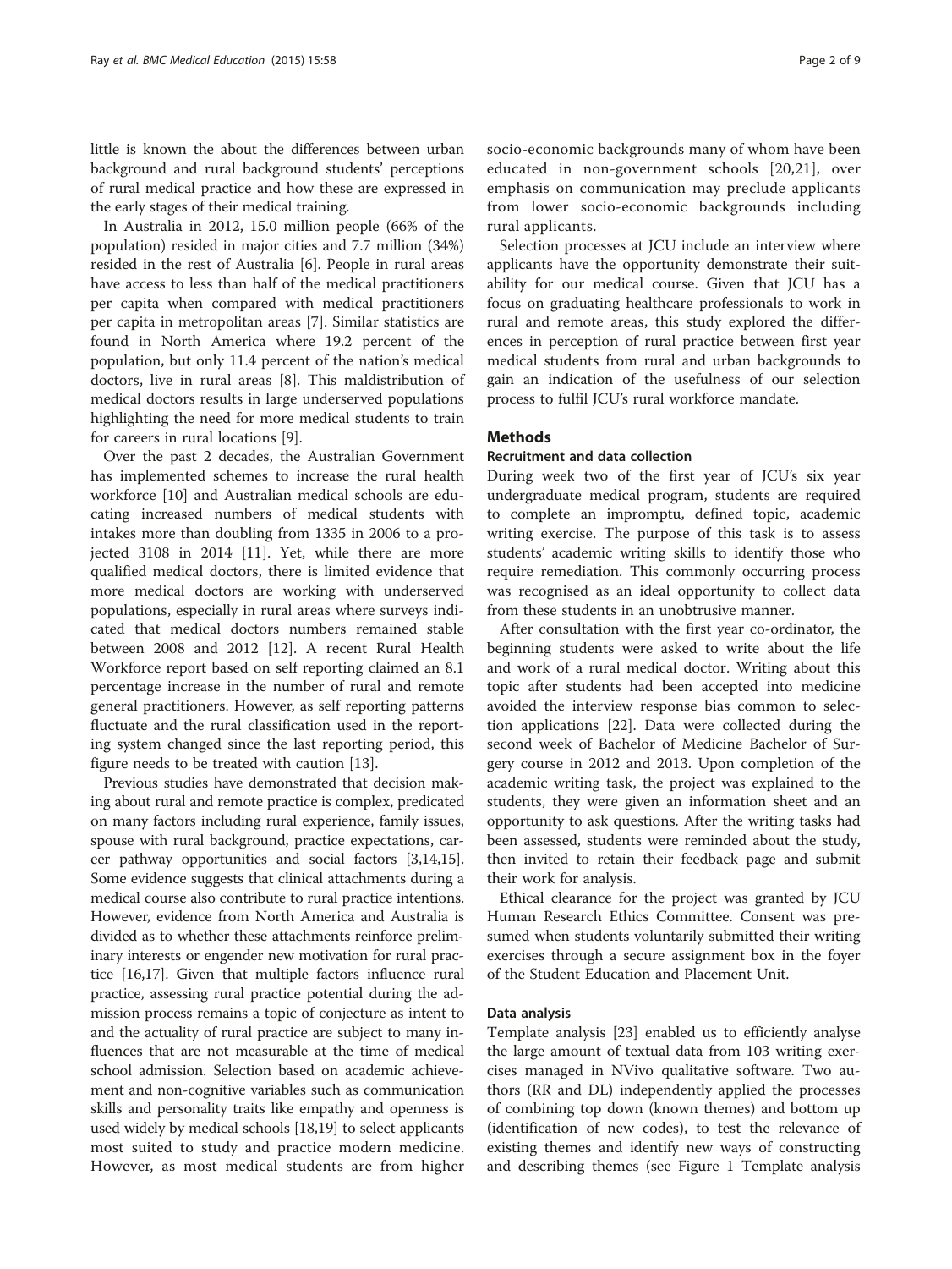little is known the about the differences between urban background and rural background students' perceptions of rural medical practice and how these are expressed in the early stages of their medical training.

In Australia in 2012, 15.0 million people (66% of the population) resided in major cities and 7.7 million (34%) resided in the rest of Australia [6]. People in rural areas have access to less than half of the medical practitioners per capita when compared with medical practitioners per capita in metropolitan areas [7]. Similar statistics are found in North America where 19.2 percent of the population, but only 11.4 percent of the nation's medical doctors, live in rural areas [8]. This maldistribution of medical doctors results in large underserved populations highlighting the need for more medical students to train for careers in rural locations [9].

Over the past 2 decades, the Australian Government has implemented schemes to increase the rural health workforce [10] and Australian medical schools are educating increased numbers of medical students with intakes more than doubling from 1335 in 2006 to a projected 3108 in 2014 [11]. Yet, while there are more qualified medical doctors, there is limited evidence that more medical doctors are working with underserved populations, especially in rural areas where surveys indicated that medical doctors numbers remained stable between 2008 and 2012 [12]. A recent Rural Health Workforce report based on self reporting claimed an 8.1 percentage increase in the number of rural and remote general practitioners. However, as self reporting patterns fluctuate and the rural classification used in the reporting system changed since the last reporting period, this figure needs to be treated with caution [13].

Previous studies have demonstrated that decision making about rural and remote practice is complex, predicated on many factors including rural experience, family issues, spouse with rural background, practice expectations, career pathway opportunities and social factors [3,14,15]. Some evidence suggests that clinical attachments during a medical course also contribute to rural practice intentions. However, evidence from North America and Australia is divided as to whether these attachments reinforce preliminary interests or engender new motivation for rural practice [16,17]. Given that multiple factors influence rural practice, assessing rural practice potential during the admission process remains a topic of conjecture as intent to and the actuality of rural practice are subject to many influences that are not measurable at the time of medical school admission. Selection based on academic achievement and non-cognitive variables such as communication skills and personality traits like empathy and openness is used widely by medical schools [18,19] to select applicants most suited to study and practice modern medicine. However, as most medical students are from higher socio-economic backgrounds many of whom have been educated in non-government schools [20,21], over emphasis on communication may preclude applicants from lower socio-economic backgrounds including rural applicants.

Selection processes at JCU include an interview where applicants have the opportunity demonstrate their suitability for our medical course. Given that JCU has a focus on graduating healthcare professionals to work in rural and remote areas, this study explored the differences in perception of rural practice between first year medical students from rural and urban backgrounds to gain an indication of the usefulness of our selection process to fulfil JCU's rural workforce mandate.

## Methods

### Recruitment and data collection

During week two of the first year of JCU's six year undergraduate medical program, students are required to complete an impromptu, defined topic, academic writing exercise. The purpose of this task is to assess students' academic writing skills to identify those who require remediation. This commonly occurring process was recognised as an ideal opportunity to collect data from these students in an unobtrusive manner.

After consultation with the first year co-ordinator, the beginning students were asked to write about the life and work of a rural medical doctor. Writing about this topic after students had been accepted into medicine avoided the interview response bias common to selection applications [22]. Data were collected during the second week of Bachelor of Medicine Bachelor of Surgery course in 2012 and 2013. Upon completion of the academic writing task, the project was explained to the students, they were given an information sheet and an opportunity to ask questions. After the writing tasks had been assessed, students were reminded about the study, then invited to retain their feedback page and submit their work for analysis.

Ethical clearance for the project was granted by JCU Human Research Ethics Committee. Consent was presumed when students voluntarily submitted their writing exercises through a secure assignment box in the foyer of the Student Education and Placement Unit.

### Data analysis

Template analysis [23] enabled us to efficiently analyse the large amount of textual data from 103 writing exercises managed in NVivo qualitative software. Two authors (RR and DL) independently applied the processes of combining top down (known themes) and bottom up (identification of new codes), to test the relevance of existing themes and identify new ways of constructing and describing themes (see Figure 1 Template analysis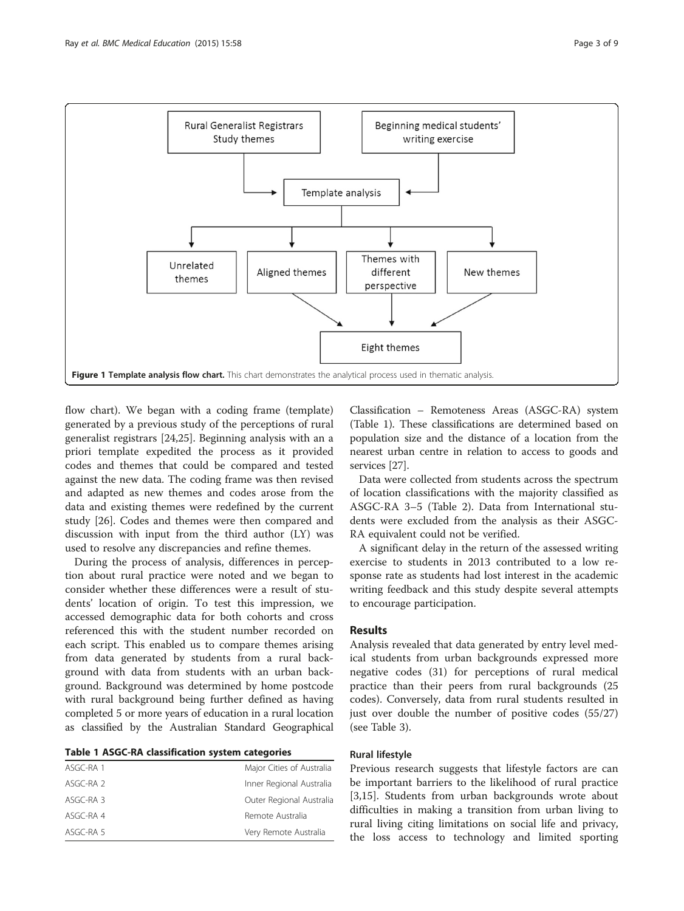Figure 1 Template analysis flow chart. This chart demonstrates the analytical process used in thematic analysis.

flow chart). We began with a coding frame (template) generated by a previous study of the perceptions of rural generalist registrars [24,25]. Beginning analysis with an a priori template expedited the process as it provided codes and themes that could be compared and tested against the new data. The coding frame was then revised and adapted as new themes and codes arose from the data and existing themes were redefined by the current study [26]. Codes and themes were then compared and discussion with input from the third author (LY) was used to resolve any discrepancies and refine themes.

During the process of analysis, differences in perception about rural practice were noted and we began to consider whether these differences were a result of students' location of origin. To test this impression, we accessed demographic data for both cohorts and cross referenced this with the student number recorded on each script. This enabled us to compare themes arising from data generated by students from a rural background with data from students with an urban background. Background was determined by home postcode with rural background being further defined as having completed 5 or more years of education in a rural location as classified by the Australian Standard Geographical Classification – Remoteness Areas (ASGC-RA) system (Table 1). These classifications are determined based on population size and the distance of a location from the nearest urban centre in relation to access to goods and services [27].

**Table 1 ASGC-RA classification system categories**

| | |
|---|---|
| ASGC-RA 1 | Major Cities of Australia |
| ASGC-RA 2 | Inner Regional Australia |
| ASGC-RA 3 | Outer Regional Australia |
| ASGC-RA 4 | Remote Australia |
| ASGC-RA 5 | Very Remote Australia |

Data were collected from students across the spectrum of location classifications with the majority classified as ASGC-RA 3–5 (Table 2). Data from International students were excluded from the analysis as their ASGC-RA equivalent could not be verified.

A significant delay in the return of the assessed writing exercise to students in 2013 contributed to a low response rate as students had lost interest in the academic writing feedback and this study despite several attempts to encourage participation.

## Results

Analysis revealed that data generated by entry level medical students from urban backgrounds expressed more negative codes (31) for perceptions of rural medical practice than their peers from rural backgrounds (25 codes). Conversely, data from rural students resulted in just over double the number of positive codes (55/27) (see Table 3).

### Rural lifestyle

Previous research suggests that lifestyle factors are can be important barriers to the likelihood of rural practice [3,15]. Students from urban backgrounds wrote about difficulties in making a transition from urban living to rural living citing limitations on social life and privacy, the loss access to technology and limited sporting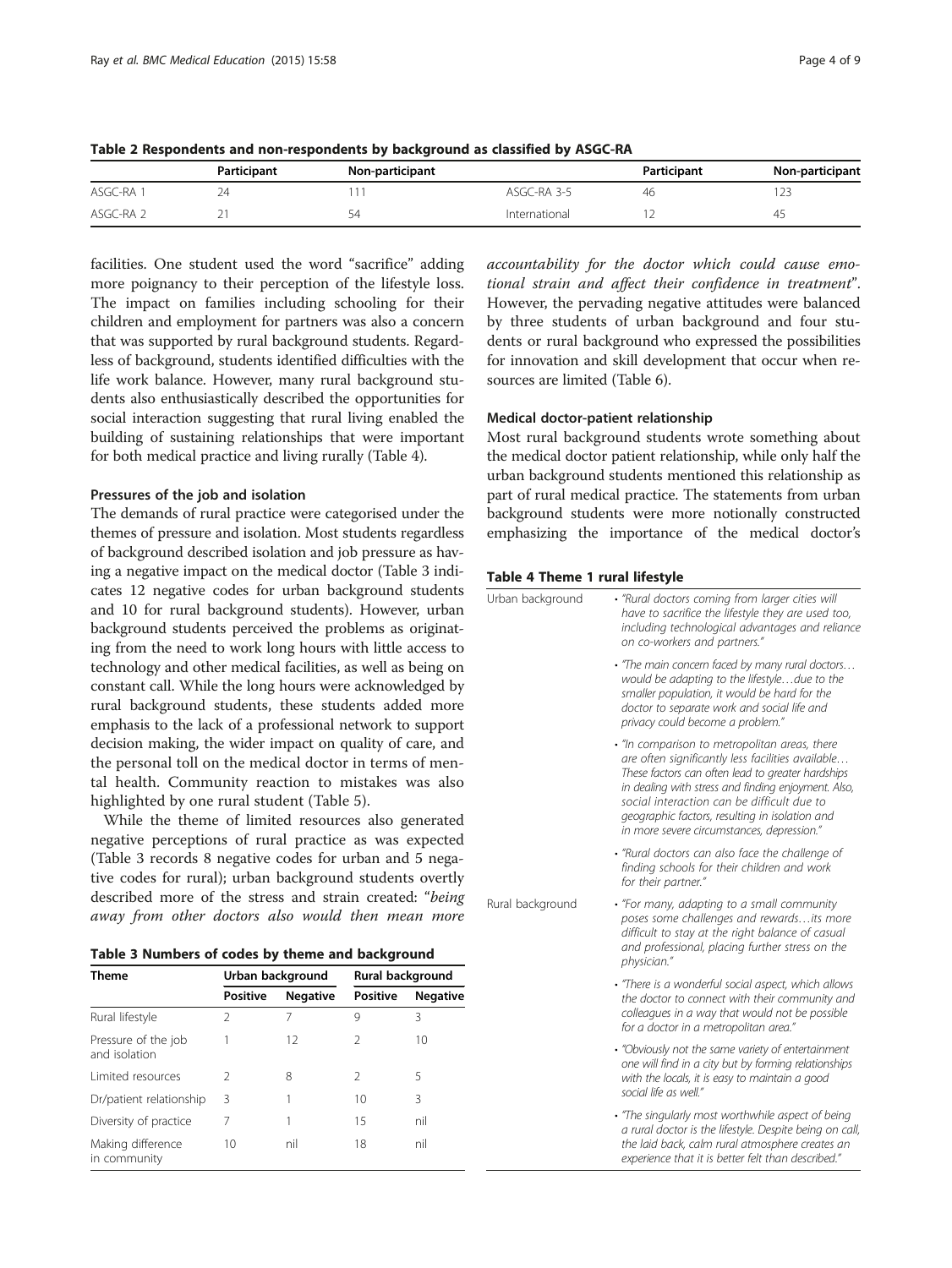**Table 2 Respondents and non-respondents by background as classified by ASGC-RA**

| | Participant | Non-participant | | Participant | Non-participant |
|---|---|---|---|---|---|
| ASGC-RA 1 | 24 | 111 | ASGC-RA 3-5 | 46 | 123 |
| ASGC-RA 2 | 21 | 54 | International | 12 | 45 |

facilities. One student used the word "sacrifice" adding more poignancy to their perception of the lifestyle loss. The impact on families including schooling for their children and employment for partners was also a concern that was supported by rural background students. Regardless of background, students identified difficulties with the life work balance. However, many rural background students also enthusiastically described the opportunities for social interaction suggesting that rural living enabled the building of sustaining relationships that were important for both medical practice and living rurally (Table 4).

### Pressures of the job and isolation

The demands of rural practice were categorised under the themes of pressure and isolation. Most students regardless of background described isolation and job pressure as having a negative impact on the medical doctor (Table 3 indicates 12 negative codes for urban background students and 10 for rural background students). However, urban background students perceived the problems as originating from the need to work long hours with little access to technology and other medical facilities, as well as being on constant call. While the long hours were acknowledged by rural background students, these students added more emphasis to the lack of a professional network to support decision making, the wider impact on quality of care, and the personal toll on the medical doctor in terms of mental health. Community reaction to mistakes was also highlighted by one rural student (Table 5).

While the theme of limited resources also generated negative perceptions of rural practice as was expected (Table 3 records 8 negative codes for urban and 5 negative codes for rural); urban background students overtly described more of the stress and strain created: "*being away from other doctors also would then mean more accountability for the doctor which could cause emotional strain and affect their confidence in treatment*". However, the pervading negative attitudes were balanced by three students of urban background and four students or rural background who expressed the possibilities for innovation and skill development that occur when resources are limited (Table 6).

**Table 3 Numbers of codes by theme and background**

| Theme | Urban background | | Rural background | |
|---|---|---|---|---|
| | Positive | Negative | Positive | Negative |
| Rural lifestyle | 2 | 7 | 9 | 3 |
| Pressure of the job and isolation | 1 | 12 | 2 | 10 |
| Limited resources | 2 | 8 | 2 | 5 |
| Dr/patient relationship | 3 | 1 | 10 | 3 |
| Diversity of practice | 7 | 1 | 15 | nil |
| Making difference in community | 10 | nil | 18 | nil |

### Medical doctor-patient relationship

Most rural background students wrote something about the medical doctor patient relationship, while only half the urban background students mentioned this relationship as part of rural medical practice. The statements from urban background students were more notionally constructed emphasizing the importance of the medical doctor's

**Table 4 Theme 1 rural lifestyle**

| | |
|---|---|
| Urban background | • *"Rural doctors coming from larger cities will have to sacrifice the lifestyle they are used too, including technological advantages and reliance on co-workers and partners."* |
| | • *"The main concern faced by many rural doctors… would be adapting to the lifestyle…due to the smaller population, it would be hard for the doctor to separate work and social life and privacy could become a problem."* |
| | • *"In comparison to metropolitan areas, there are often significantly less facilities available… These factors can often lead to greater hardships in dealing with stress and finding enjoyment. Also, social interaction can be difficult due to geographic factors, resulting in isolation and in more severe circumstances, depression."* |
| | • *"Rural doctors can also face the challenge of finding schools for their children and work for their partner."* |
| Rural background | • *"For many, adapting to a small community poses some challenges and rewards…its more difficult to stay at the right balance of casual and professional, placing further stress on the physician."* |
| | • *"There is a wonderful social aspect, which allows the doctor to connect with their community and colleagues in a way that would not be possible for a doctor in a metropolitan area."* |
| | • *"Obviously not the same variety of entertainment one will find in a city but by forming relationships with the locals, it is easy to maintain a good social life as well."* |
| | • *"The singularly most worthwhile aspect of being a rural doctor is the lifestyle. Despite being on call, the laid back, calm rural atmosphere creates an experience that it is better felt than described."* |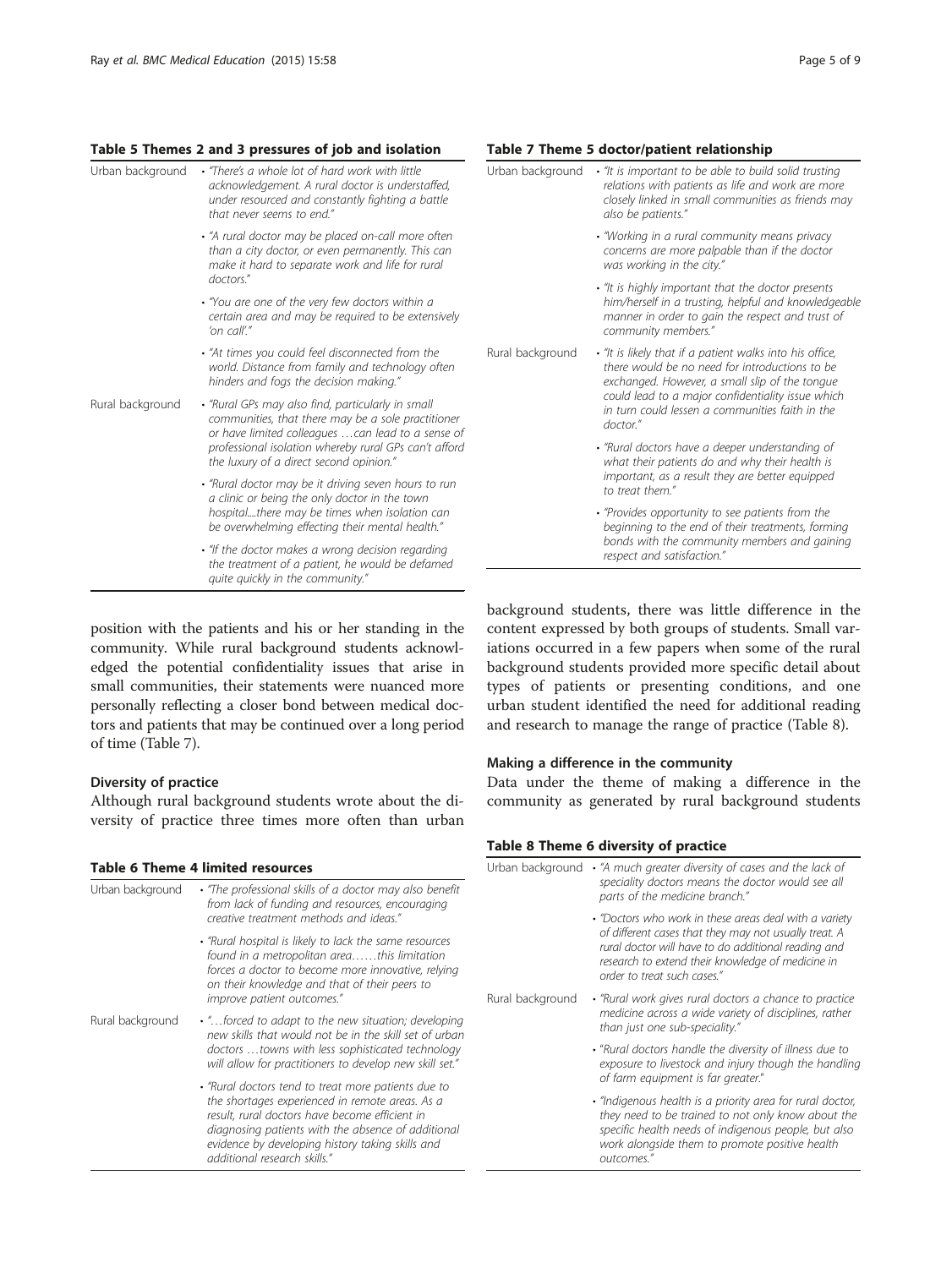**Table 5** Themes 2 and 3 pressures of job and isolation

| | |
|---|---|
| Urban background | • "There's a whole lot of hard work with little acknowledgement. A rural doctor is understaffed, under resourced and constantly fighting a battle that never seems to end." |
| | • "A rural doctor may be placed on-call more often than a city doctor, or even permanently. This can make it hard to separate work and life for rural doctors." |
| | • "You are one of the very few doctors within a certain area and may be required to be extensively 'on call'." |
| | • "At times you could feel disconnected from the world. Distance from family and technology often hinders and fogs the decision making." |
| Rural background | • "Rural GPs may also find, particularly in small communities, that there may be a sole practitioner or have limited colleagues …can lead to a sense of professional isolation whereby rural GPs can't afford the luxury of a direct second opinion." |
| | • "Rural doctor may be it driving seven hours to run a clinic or being the only doctor in the town hospital....there may be times when isolation can be overwhelming effecting their mental health." |
| | • "If the doctor makes a wrong decision regarding the treatment of a patient, he would be defamed quite quickly in the community." |

position with the patients and his or her standing in the community. While rural background students acknowledged the potential confidentiality issues that arise in small communities, their statements were nuanced more personally reflecting a closer bond between medical doctors and patients that may be continued over a long period of time (Table 7).

### Diversity of practice

Although rural background students wrote about the diversity of practice three times more often than urban background students, there was little difference in the content expressed by both groups of students. Small variations occurred in a few papers when some of the rural background students provided more specific detail about types of patients or presenting conditions, and one urban student identified the need for additional reading and research to manage the range of practice (Table 8).

**Table 6** Theme 4 limited resources

| | |
|---|---|
| Urban background | • "The professional skills of a doctor may also benefit from lack of funding and resources, encouraging creative treatment methods and ideas." |
| | • "Rural hospital is likely to lack the same resources found in a metropolitan area……this limitation forces a doctor to become more innovative, relying on their knowledge and that of their peers to improve patient outcomes." |
| Rural background | • "…forced to adapt to the new situation; developing new skills that would not be in the skill set of urban doctors …towns with less sophisticated technology will allow for practitioners to develop new skill set." |
| | • "Rural doctors tend to treat more patients due to the shortages experienced in remote areas. As a result, rural doctors have become efficient in diagnosing patients with the absence of additional evidence by developing history taking skills and additional research skills." |

**Table 7** Theme 5 doctor/patient relationship

| | |
|---|---|
| Urban background | • "It is important to be able to build solid trusting relations with patients as life and work are more closely linked in small communities as friends may also be patients." |
| | • "Working in a rural community means privacy concerns are more palpable than if the doctor was working in the city." |
| | • "It is highly important that the doctor presents him/herself in a trusting, helpful and knowledgeable manner in order to gain the respect and trust of community members." |
| Rural background | • "It is likely that if a patient walks into his office, there would be no need for introductions to be exchanged. However, a small slip of the tongue could lead to a major confidentiality issue which in turn could lessen a communities faith in the doctor." |
| | • "Rural doctors have a deeper understanding of what their patients do and why their health is important, as a result they are better equipped to treat them." |
| | • "Provides opportunity to see patients from the beginning to the end of their treatments, forming bonds with the community members and gaining respect and satisfaction." |

### Making a difference in the community

Data under the theme of making a difference in the community as generated by rural background students

**Table 8** Theme 6 diversity of practice

| | |
|---|---|
| Urban background | • "A much greater diversity of cases and the lack of speciality doctors means the doctor would see all parts of the medicine branch." |
| | • "Doctors who work in these areas deal with a variety of different cases that they may not usually treat. A rural doctor will have to do additional reading and research to extend their knowledge of medicine in order to treat such cases." |
| Rural background | • "Rural work gives rural doctors a chance to practice medicine across a wide variety of disciplines, rather than just one sub-speciality." |
| | • "Rural doctors handle the diversity of illness due to exposure to livestock and injury though the handling of farm equipment is far greater." |
| | • "Indigenous health is a priority area for rural doctor, they need to be trained to not only know about the specific health needs of indigenous people, but also work alongside them to promote positive health outcomes." |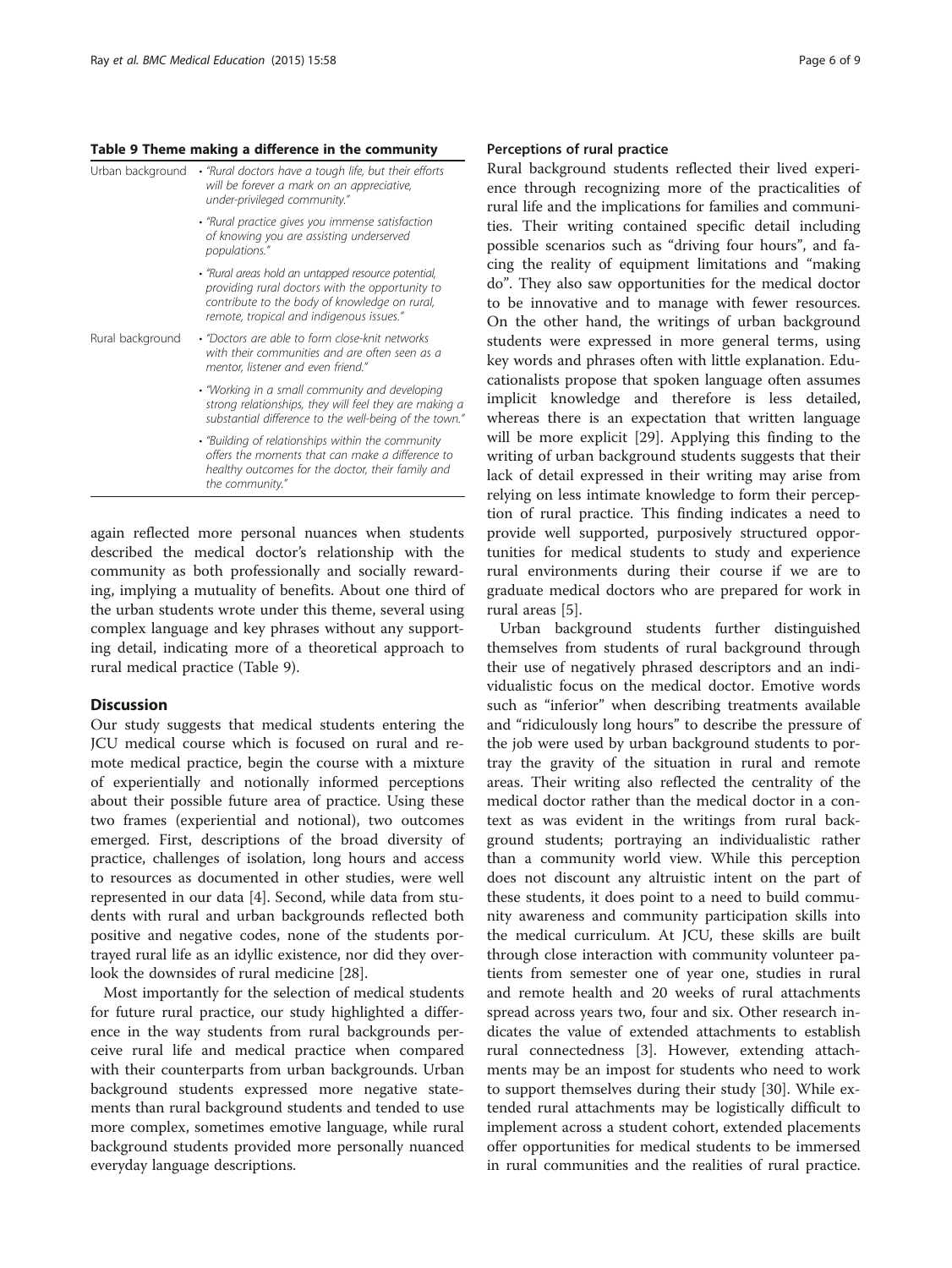**Table 9 Theme making a difference in the community**

| | |
|---|---|
| Urban background | • "Rural doctors have a tough life, but their efforts will be forever a mark on an appreciative, under-privileged community." |
| | • "Rural practice gives you immense satisfaction of knowing you are assisting underserved populations." |
| | • "Rural areas hold an untapped resource potential, providing rural doctors with the opportunity to contribute to the body of knowledge on rural, remote, tropical and indigenous issues." |
| Rural background | • "Doctors are able to form close-knit networks with their communities and are often seen as a mentor, listener and even friend." |
| | • "Working in a small community and developing strong relationships, they will feel they are making a substantial difference to the well-being of the town." |
| | • "Building of relationships within the community offers the moments that can make a difference to healthy outcomes for the doctor, their family and the community." |

again reflected more personal nuances when students described the medical doctor's relationship with the community as both professionally and socially rewarding, implying a mutuality of benefits. About one third of the urban students wrote under this theme, several using complex language and key phrases without any supporting detail, indicating more of a theoretical approach to rural medical practice (Table 9).

## Discussion

Our study suggests that medical students entering the JCU medical course which is focused on rural and remote medical practice, begin the course with a mixture of experientially and notionally informed perceptions about their possible future area of practice. Using these two frames (experiential and notional), two outcomes emerged. First, descriptions of the broad diversity of practice, challenges of isolation, long hours and access to resources as documented in other studies, were well represented in our data [4]. Second, while data from students with rural and urban backgrounds reflected both positive and negative codes, none of the students portrayed rural life as an idyllic existence, nor did they overlook the downsides of rural medicine [28].

Most importantly for the selection of medical students for future rural practice, our study highlighted a difference in the way students from rural backgrounds perceive rural life and medical practice when compared with their counterparts from urban backgrounds. Urban background students expressed more negative statements than rural background students and tended to use more complex, sometimes emotive language, while rural background students provided more personally nuanced everyday language descriptions.

### Perceptions of rural practice

Rural background students reflected their lived experience through recognizing more of the practicalities of rural life and the implications for families and communities. Their writing contained specific detail including possible scenarios such as "driving four hours", and facing the reality of equipment limitations and "making do". They also saw opportunities for the medical doctor to be innovative and to manage with fewer resources. On the other hand, the writings of urban background students were expressed in more general terms, using key words and phrases often with little explanation. Educationalists propose that spoken language often assumes implicit knowledge and therefore is less detailed, whereas there is an expectation that written language will be more explicit [29]. Applying this finding to the writing of urban background students suggests that their lack of detail expressed in their writing may arise from relying on less intimate knowledge to form their perception of rural practice. This finding indicates a need to provide well supported, purposively structured opportunities for medical students to study and experience rural environments during their course if we are to graduate medical doctors who are prepared for work in rural areas [5].

Urban background students further distinguished themselves from students of rural background through their use of negatively phrased descriptors and an individualistic focus on the medical doctor. Emotive words such as "inferior" when describing treatments available and "ridiculously long hours" to describe the pressure of the job were used by urban background students to portray the gravity of the situation in rural and remote areas. Their writing also reflected the centrality of the medical doctor rather than the medical doctor in a context as was evident in the writings from rural background students; portraying an individualistic rather than a community world view. While this perception does not discount any altruistic intent on the part of these students, it does point to a need to build community awareness and community participation skills into the medical curriculum. At JCU, these skills are built through close interaction with community volunteer patients from semester one of year one, studies in rural and remote health and 20 weeks of rural attachments spread across years two, four and six. Other research indicates the value of extended attachments to establish rural connectedness [3]. However, extending attachments may be an impost for students who need to work to support themselves during their study [30]. While extended rural attachments may be logistically difficult to implement across a student cohort, extended placements offer opportunities for medical students to be immersed in rural communities and the realities of rural practice.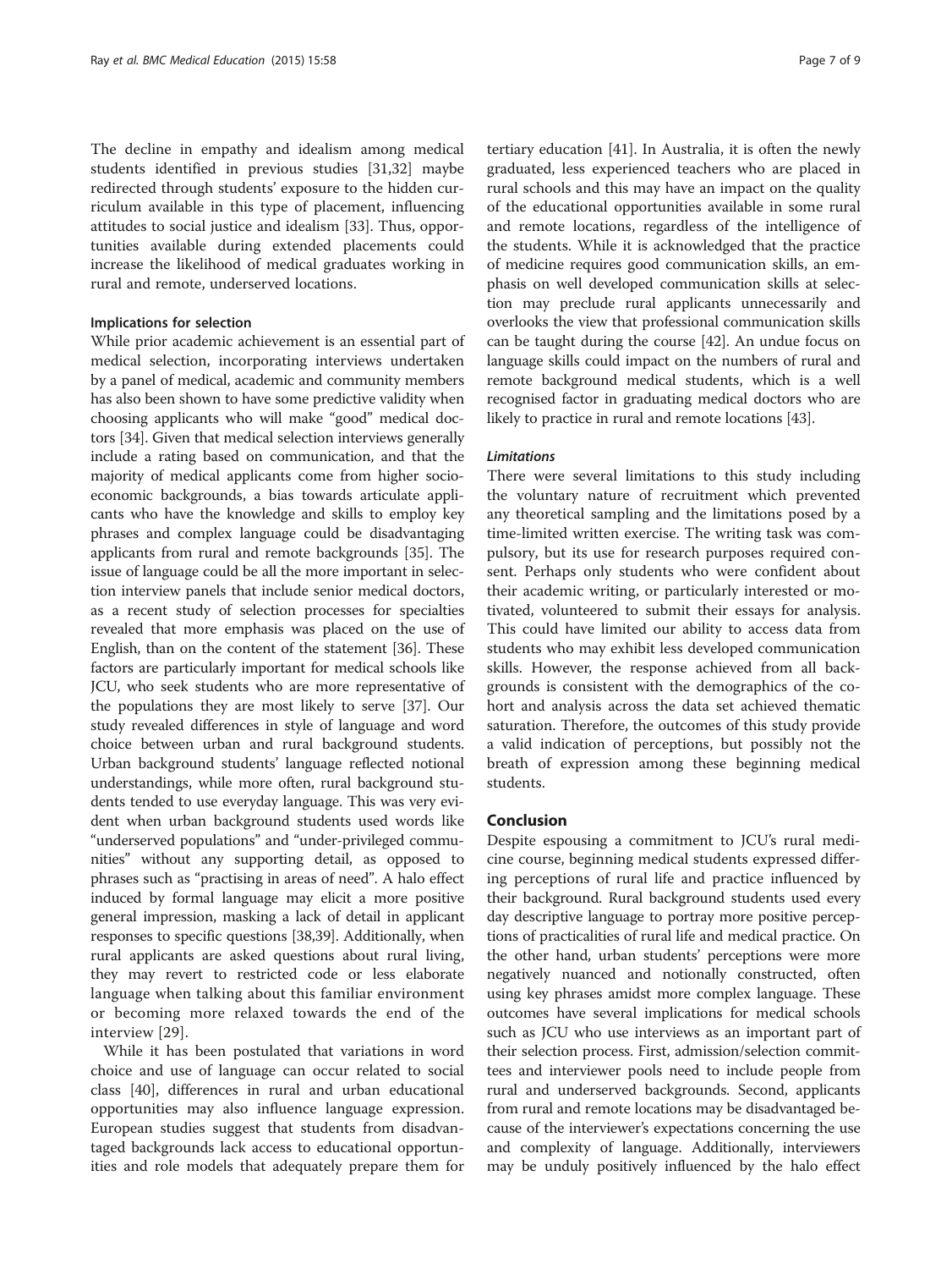The decline in empathy and idealism among medical students identified in previous studies [31,32] maybe redirected through students' exposure to the hidden curriculum available in this type of placement, influencing attitudes to social justice and idealism [33]. Thus, opportunities available during extended placements could increase the likelihood of medical graduates working in rural and remote, underserved locations.

### Implications for selection

While prior academic achievement is an essential part of medical selection, incorporating interviews undertaken by a panel of medical, academic and community members has also been shown to have some predictive validity when choosing applicants who will make "good" medical doctors [34]. Given that medical selection interviews generally include a rating based on communication, and that the majority of medical applicants come from higher socioeconomic backgrounds, a bias towards articulate applicants who have the knowledge and skills to employ key phrases and complex language could be disadvantaging applicants from rural and remote backgrounds [35]. The issue of language could be all the more important in selection interview panels that include senior medical doctors, as a recent study of selection processes for specialties revealed that more emphasis was placed on the use of English, than on the content of the statement [36]. These factors are particularly important for medical schools like JCU, who seek students who are more representative of the populations they are most likely to serve [37]. Our study revealed differences in style of language and word choice between urban and rural background students. Urban background students' language reflected notional understandings, while more often, rural background students tended to use everyday language. This was very evident when urban background students used words like "underserved populations" and "under-privileged communities" without any supporting detail, as opposed to phrases such as "practising in areas of need". A halo effect induced by formal language may elicit a more positive general impression, masking a lack of detail in applicant responses to specific questions [38,39]. Additionally, when rural applicants are asked questions about rural living, they may revert to restricted code or less elaborate language when talking about this familiar environment or becoming more relaxed towards the end of the interview [29].

While it has been postulated that variations in word choice and use of language can occur related to social class [40], differences in rural and urban educational opportunities may also influence language expression. European studies suggest that students from disadvantaged backgrounds lack access to educational opportunities and role models that adequately prepare them for tertiary education [41]. In Australia, it is often the newly graduated, less experienced teachers who are placed in rural schools and this may have an impact on the quality of the educational opportunities available in some rural and remote locations, regardless of the intelligence of the students. While it is acknowledged that the practice of medicine requires good communication skills, an emphasis on well developed communication skills at selection may preclude rural applicants unnecessarily and overlooks the view that professional communication skills can be taught during the course [42]. An undue focus on language skills could impact on the numbers of rural and remote background medical students, which is a well recognised factor in graduating medical doctors who are likely to practice in rural and remote locations [43].

#### *Limitations*

There were several limitations to this study including the voluntary nature of recruitment which prevented any theoretical sampling and the limitations posed by a time-limited written exercise. The writing task was compulsory, but its use for research purposes required consent. Perhaps only students who were confident about their academic writing, or particularly interested or motivated, volunteered to submit their essays for analysis. This could have limited our ability to access data from students who may exhibit less developed communication skills. However, the response achieved from all backgrounds is consistent with the demographics of the cohort and analysis across the data set achieved thematic saturation. Therefore, the outcomes of this study provide a valid indication of perceptions, but possibly not the breath of expression among these beginning medical students.

## Conclusion

Despite espousing a commitment to JCU's rural medicine course, beginning medical students expressed differing perceptions of rural life and practice influenced by their background. Rural background students used every day descriptive language to portray more positive perceptions of practicalities of rural life and medical practice. On the other hand, urban students' perceptions were more negatively nuanced and notionally constructed, often using key phrases amidst more complex language. These outcomes have several implications for medical schools such as JCU who use interviews as an important part of their selection process. First, admission/selection committees and interviewer pools need to include people from rural and underserved backgrounds. Second, applicants from rural and remote locations may be disadvantaged because of the interviewer's expectations concerning the use and complexity of language. Additionally, interviewers may be unduly positively influenced by the halo effect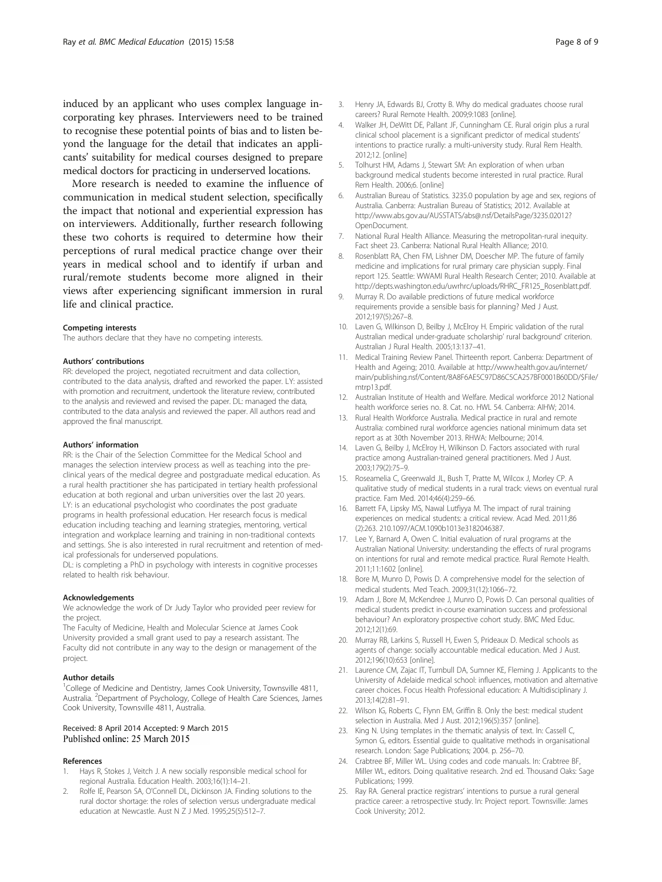induced by an applicant who uses complex language incorporating key phrases. Interviewers need to be trained to recognise these potential points of bias and to listen beyond the language for the detail that indicates an applicants' suitability for medical courses designed to prepare medical doctors for practicing in underserved locations.

More research is needed to examine the influence of communication in medical student selection, specifically the impact that notional and experiential expression has on interviewers. Additionally, further research following these two cohorts is required to determine how their perceptions of rural medical practice change over their years in medical school and to identify if urban and rural/remote students become more aligned in their views after experiencing significant immersion in rural life and clinical practice.

#### Competing interests

The authors declare that they have no competing interests.

#### Authors' contributions

RR: developed the project, negotiated recruitment and data collection, contributed to the data analysis, drafted and reworked the paper. LY: assisted with promotion and recruitment, undertook the literature review, contributed to the analysis and reviewed and revised the paper. DL: managed the data, contributed to the data analysis and reviewed the paper. All authors read and approved the final manuscript.

#### Authors' information

RR: is the Chair of the Selection Committee for the Medical School and manages the selection interview process as well as teaching into the pre-clinical years of the medical degree and postgraduate medical education. As a rural health practitioner she has participated in tertiary health professional education at both regional and urban universities over the last 20 years.
LY: is an educational psychologist who coordinates the post graduate programs in health professional education. Her research focus is medical education including teaching and learning strategies, mentoring, vertical integration and workplace learning and training in non-traditional contexts and settings. She is also interested in rural recruitment and retention of medical professionals for underserved populations.
DL: is completing a PhD in psychology with interests in cognitive processes related to health risk behaviour.

#### Acknowledgements

We acknowledge the work of Dr Judy Taylor who provided peer review for the project.
The Faculty of Medicine, Health and Molecular Science at James Cook University provided a small grant used to pay a research assistant. The Faculty did not contribute in any way to the design or management of the project.

#### Author details

[1]College of Medicine and Dentistry, James Cook University, Townsville 4811, Australia. [2]Department of Psychology, College of Health Care Sciences, James Cook University, Townsville 4811, Australia.

Received: 8 April 2014 Accepted: 9 March 2015
Published online: 25 March 2015

#### References

1. Hays R, Stokes J, Veitch J. A new socially responsible medical school for regional Australia. Education Health. 2003;16(1):14–21.
2. Rolfe IE, Pearson SA, O'Connell DL, Dickinson JA. Finding solutions to the rural doctor shortage: the roles of selection versus undergraduate medical education at Newcastle. Aust N Z J Med. 1995;25(5):512–7.
3. Henry JA, Edwards BJ, Crotty B. Why do medical graduates choose rural careers? Rural Remote Health. 2009;9:1083 [online].
4. Walker JH, DeWitt DE, Pallant JF, Cunningham CE. Rural origin plus a rural clinical school placement is a significant predictor of medical students' intentions to practice rurally: a multi-university study. Rural Rem Health. 2012;12. [online]
5. Tolhurst HM, Adams J, Stewart SM: An exploration of when urban background medical students become interested in rural practice. Rural Rem Health. 2006;6. [online]
6. Australian Bureau of Statistics. 3235.0 population by age and sex, regions of Australia. Canberra: Australian Bureau of Statistics; 2012. Available at http://www.abs.gov.au/AUSSTATS/abs@.nsf/DetailsPage/3235.02012?OpenDocument.
7. National Rural Health Alliance. Measuring the metropolitan-rural inequity. Fact sheet 23. Canberra: National Rural Health Alliance; 2010.
8. Rosenblatt RA, Chen FM, Lishner DM, Doescher MP. The future of family medicine and implications for rural primary care physician supply. Final report 125. Seattle: WWAMI Rural Health Research Center; 2010. Available at http://depts.washington.edu/uwrhrc/uploads/RHRC_FR125_Rosenblatt.pdf.
9. Murray R. Do available predictions of future medical workforce requirements provide a sensible basis for planning? Med J Aust. 2012;197(5):267–8.
10. Laven G, Wilkinson D, Beilby J, McElroy H. Empiric validation of the rural Australian medical under-graduate scholarship' rural background' criterion. Australian J Rural Health. 2005;13:137–41.
11. Medical Training Review Panel. Thirteenth report. Canberra: Department of Health and Ageing; 2010. Available at http://www.health.gov.au/internet/main/publishing.nsf/Content/8A8F6AE5C97D86C5CA257BF0001B60DD/$File/mtrp13.pdf.
12. Australian Institute of Health and Welfare. Medical workforce 2012 National health workforce series no. 8. Cat. no. HWL 54. Canberra: AIHW; 2014.
13. Rural Health Workforce Australia. Medical practice in rural and remote Australia: combined rural workforce agencies national minimum data set report as at 30th November 2013. RHWA: Melbourne; 2014.
14. Laven G, Beilby J, McElroy H, Wilkinson D. Factors associated with rural practice among Australian-trained general practitioners. Med J Aust. 2003;179(2):75–9.
15. Roseamelia C, Greenwald JL, Bush T, Pratte M, Wilcox J, Morley CP. A qualitative study of medical students in a rural track: views on eventual rural practice. Fam Med. 2014;46(4):259–66.
16. Barrett FA, Lipsky MS, Nawal Lutfiyya M. The impact of rural training experiences on medical students: a critical review. Acad Med. 2011;86 (2):263. 210.1097/ACM.1090b1013e3182046387.
17. Lee Y, Barnard A, Owen C. Initial evaluation of rural programs at the Australian National University: understanding the effects of rural programs on intentions for rural and remote medical practice. Rural Remote Health. 2011;11:1602 [online].
18. Bore M, Munro D, Powis D. A comprehensive model for the selection of medical students. Med Teach. 2009;31(12):1066–72.
19. Adam J, Bore M, McKendree J, Munro D, Powis D. Can personal qualities of medical students predict in-course examination success and professional behaviour? An exploratory prospective cohort study. BMC Med Educ. 2012;12(1):69.
20. Murray RB, Larkins S, Russell H, Ewen S, Prideaux D. Medical schools as agents of change: socially accountable medical education. Med J Aust. 2012;196(10):653 [online].
21. Laurence CM, Zajac IT, Turnbull DA, Sumner KE, Fleming J. Applicants to the University of Adelaide medical school: influences, motivation and alternative career choices. Focus Health Professional education: A Multidisciplinary J. 2013;14(2):81–91.
22. Wilson IG, Roberts C, Flynn EM, Griffin B. Only the best: medical student selection in Australia. Med J Aust. 2012;196(5):357 [online].
23. King N. Using templates in the thematic analysis of text. In: Cassell C, Symon G, editors. Essential guide to qualitative methods in organisational research. London: Sage Publications; 2004. p. 256–70.
24. Crabtree BF, Miller WL. Using codes and code manuals. In: Crabtree BF, Miller WL, editors. Doing qualitative research. 2nd ed. Thousand Oaks: Sage Publications; 1999.
25. Ray RA. General practice registrars' intentions to pursue a rural general practice career: a retrospective study. In: Project report. Townsville: James Cook University; 2012.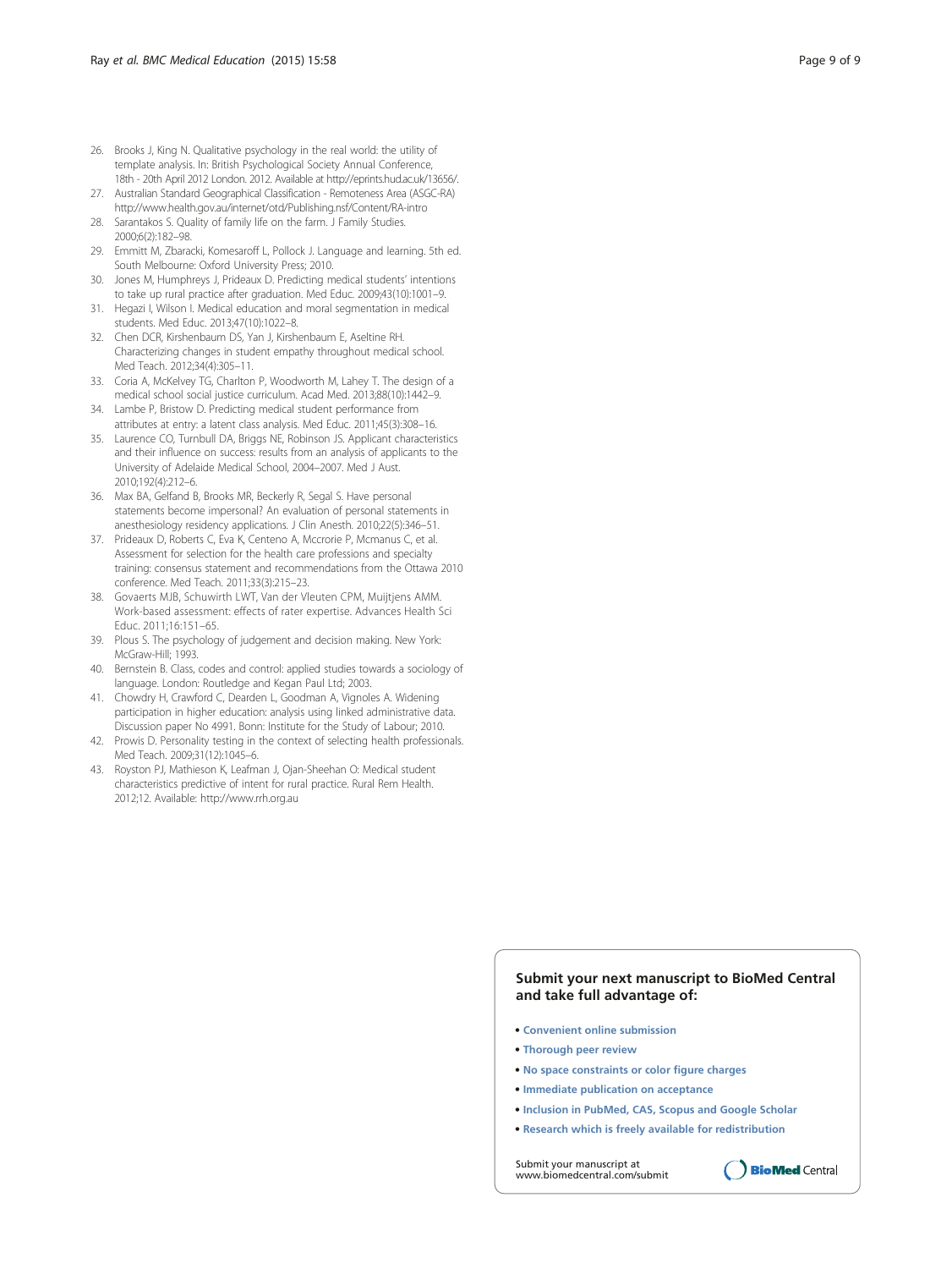26. Brooks J, King N. Qualitative psychology in the real world: the utility of template analysis. In: British Psychological Society Annual Conference, 18th - 20th April 2012 London. 2012. Available at http://eprints.hud.ac.uk/13656/.
27. Australian Standard Geographical Classification - Remoteness Area (ASGC-RA) http://www.health.gov.au/internet/otd/Publishing.nsf/Content/RA-intro
28. Sarantakos S. Quality of family life on the farm. J Family Studies. 2000;6(2):182–98.
29. Emmitt M, Zbaracki, Komesaroff L, Pollock J. Language and learning. 5th ed. South Melbourne: Oxford University Press; 2010.
30. Jones M, Humphreys J, Prideaux D. Predicting medical students' intentions to take up rural practice after graduation. Med Educ. 2009;43(10):1001–9.
31. Hegazi I, Wilson I. Medical education and moral segmentation in medical students. Med Educ. 2013;47(10):1022–8.
32. Chen DCR, Kirshenbaum DS, Yan J, Kirshenbaum E, Aseltine RH. Characterizing changes in student empathy throughout medical school. Med Teach. 2012;34(4):305–11.
33. Coria A, McKelvey TG, Charlton P, Woodworth M, Lahey T. The design of a medical school social justice curriculum. Acad Med. 2013;88(10):1442–9.
34. Lambe P, Bristow D. Predicting medical student performance from attributes at entry: a latent class analysis. Med Educ. 2011;45(3):308–16.
35. Laurence CO, Turnbull DA, Briggs NE, Robinson JS. Applicant characteristics and their influence on success: results from an analysis of applicants to the University of Adelaide Medical School, 2004–2007. Med J Aust. 2010;192(4):212–6.
36. Max BA, Gelfand B, Brooks MR, Beckerly R, Segal S. Have personal statements become impersonal? An evaluation of personal statements in anesthesiology residency applications. J Clin Anesth. 2010;22(5):346–51.
37. Prideaux D, Roberts C, Eva K, Centeno A, Mccrorie P, Mcmanus C, et al. Assessment for selection for the health care professions and specialty training: consensus statement and recommendations from the Ottawa 2010 conference. Med Teach. 2011;33(3):215–23.
38. Govaerts MJB, Schuwirth LWT, Van der Vleuten CPM, Muijtjens AMM. Work-based assessment: effects of rater expertise. Advances Health Sci Educ. 2011;16:151–65.
39. Plous S. The psychology of judgement and decision making. New York: McGraw-Hill; 1993.
40. Bernstein B. Class, codes and control: applied studies towards a sociology of language. London: Routledge and Kegan Paul Ltd; 2003.
41. Chowdry H, Crawford C, Dearden L, Goodman A, Vignoles A. Widening participation in higher education: analysis using linked administrative data. Discussion paper No 4991. Bonn: Institute for the Study of Labour; 2010.
42. Prowis D. Personality testing in the context of selecting health professionals. Med Teach. 2009;31(12):1045–6.
43. Royston PJ, Mathieson K, Leafman J, Ojan-Sheehan O: Medical student characteristics predictive of intent for rural practice. Rural Rem Health. 2012;12. Available: http://www.rrh.org.au

**Submit your next manuscript to BioMed Central and take full advantage of:**

- **Convenient online submission**
- **Thorough peer review**
- **No space constraints or color figure charges**
- **Immediate publication on acceptance**
- **Inclusion in PubMed, CAS, Scopus and Google Scholar**
- **Research which is freely available for redistribution**

Submit your manuscript at
www.biomedcentral.com/submit

BioMed Central